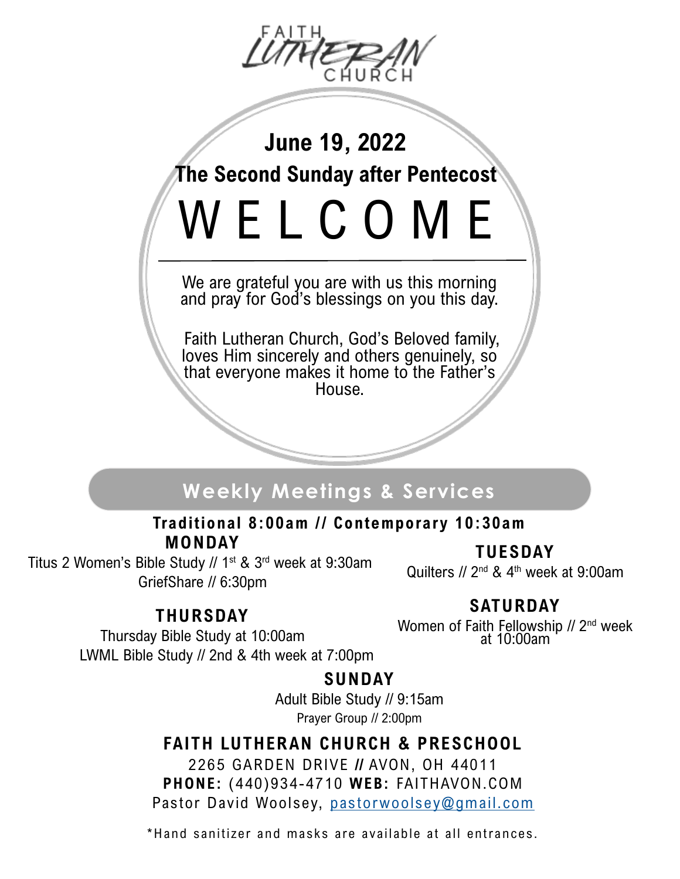FAITH LUTHERAN CHURCH

# June 19, 2022

## The Second Sunday after Pentecost

# WELCOME

We are grateful you are with us this morning and pray for God's blessings on you this day.

Faith Lutheran Church, God's Beloved family, loves Him sincerely and others genuinely, so that everyone makes it home to the Father's House.

## Weekly Meetings & Services

**Traditional 8:00am // Contemporary 10:30am**

**MONDAY**

Titus 2 Women's Bible Study // 1st & 3rd week at 9:30am
GriefShare // 6:30pm

**TUESDAY**

Quilters // 2nd & 4th week at 9:00am

**THURSDAY**

Thursday Bible Study at 10:00am
LWML Bible Study // 2nd & 4th week at 7:00pm

**SATURDAY**

Women of Faith Fellowship // 2nd week at 10:00am

**SUNDAY**

Adult Bible Study // 9:15am
Prayer Group // 2:00pm

**FAITH LUTHERAN CHURCH & PRESCHOOL**

2265 GARDEN DRIVE **//** AVON, OH 44011
**PHONE:** (440)934-4710 **WEB:** FAITHAVON.COM
Pastor David Woolsey, pastorwoolsey@gmail.com

*Hand sanitizer and masks are available at all entrances.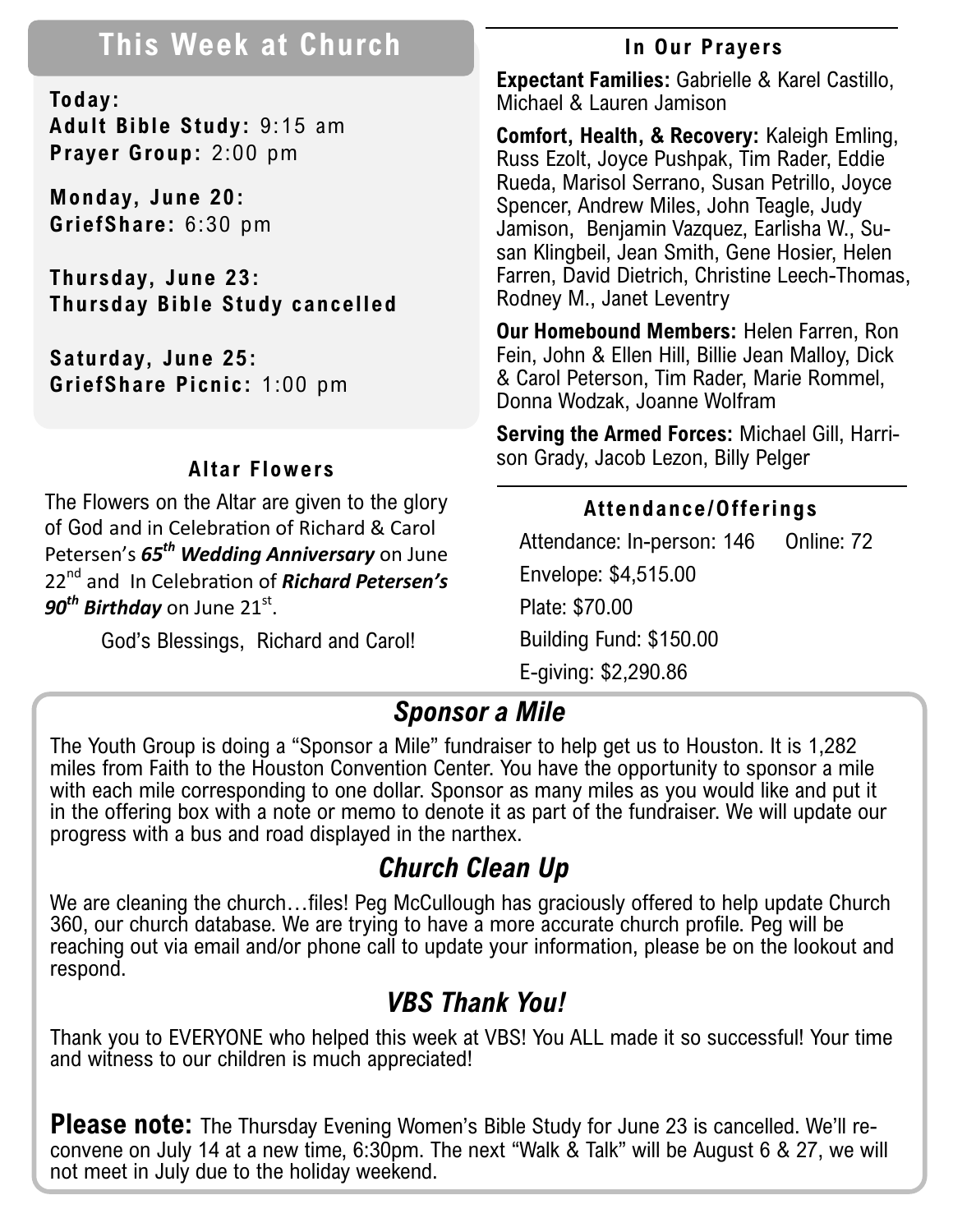## This Week at Church

**Today:**
**Adult Bible Study:** 9:15 am
**Prayer Group:** 2:00 pm

**Monday, June 20:**
**GriefShare:** 6:30 pm

**Thursday, June 23:**
**Thursday Bible Study cancelled**

**Saturday, June 25:**
**GriefShare Picnic:** 1:00 pm

### Altar Flowers

The Flowers on the Altar are given to the glory of God and in Celebration of Richard & Carol Petersen's ***65th Wedding Anniversary*** on June 22nd and In Celebration of ***Richard Petersen's 90th Birthday*** on June 21st.

God's Blessings, Richard and Carol!

### In Our Prayers

**Expectant Families:** Gabrielle & Karel Castillo, Michael & Lauren Jamison

**Comfort, Health, & Recovery:** Kaleigh Emling, Russ Ezolt, Joyce Pushpak, Tim Rader, Eddie Rueda, Marisol Serrano, Susan Petrillo, Joyce Spencer, Andrew Miles, John Teagle, Judy Jamison, Benjamin Vazquez, Earlisha W., Susan Klingbeil, Jean Smith, Gene Hosier, Helen Farren, David Dietrich, Christine Leech-Thomas, Rodney M., Janet Leventry

**Our Homebound Members:** Helen Farren, Ron Fein, John & Ellen Hill, Billie Jean Malloy, Dick & Carol Peterson, Tim Rader, Marie Rommel, Donna Wodzak, Joanne Wolfram

**Serving the Armed Forces:** Michael Gill, Harrison Grady, Jacob Lezon, Billy Pelger

### Attendance/Offerings

Attendance: In-person: 146 Online: 72

Envelope: $4,515.00

Plate: $70.00

Building Fund: $150.00

E-giving: $2,290.86

## *Sponsor a Mile*

The Youth Group is doing a "Sponsor a Mile" fundraiser to help get us to Houston. It is 1,282 miles from Faith to the Houston Convention Center. You have the opportunity to sponsor a mile with each mile corresponding to one dollar. Sponsor as many miles as you would like and put it in the offering box with a note or memo to denote it as part of the fundraiser. We will update our progress with a bus and road displayed in the narthex.

## *Church Clean Up*

We are cleaning the church…files! Peg McCullough has graciously offered to help update Church 360, our church database. We are trying to have a more accurate church profile. Peg will be reaching out via email and/or phone call to update your information, please be on the lookout and respond.

## *VBS Thank You!*

Thank you to EVERYONE who helped this week at VBS! You ALL made it so successful! Your time and witness to our children is much appreciated!

**Please note:** The Thursday Evening Women's Bible Study for June 23 is cancelled. We'll reconvene on July 14 at a new time, 6:30pm. The next "Walk & Talk" will be August 6 & 27, we will not meet in July due to the holiday weekend.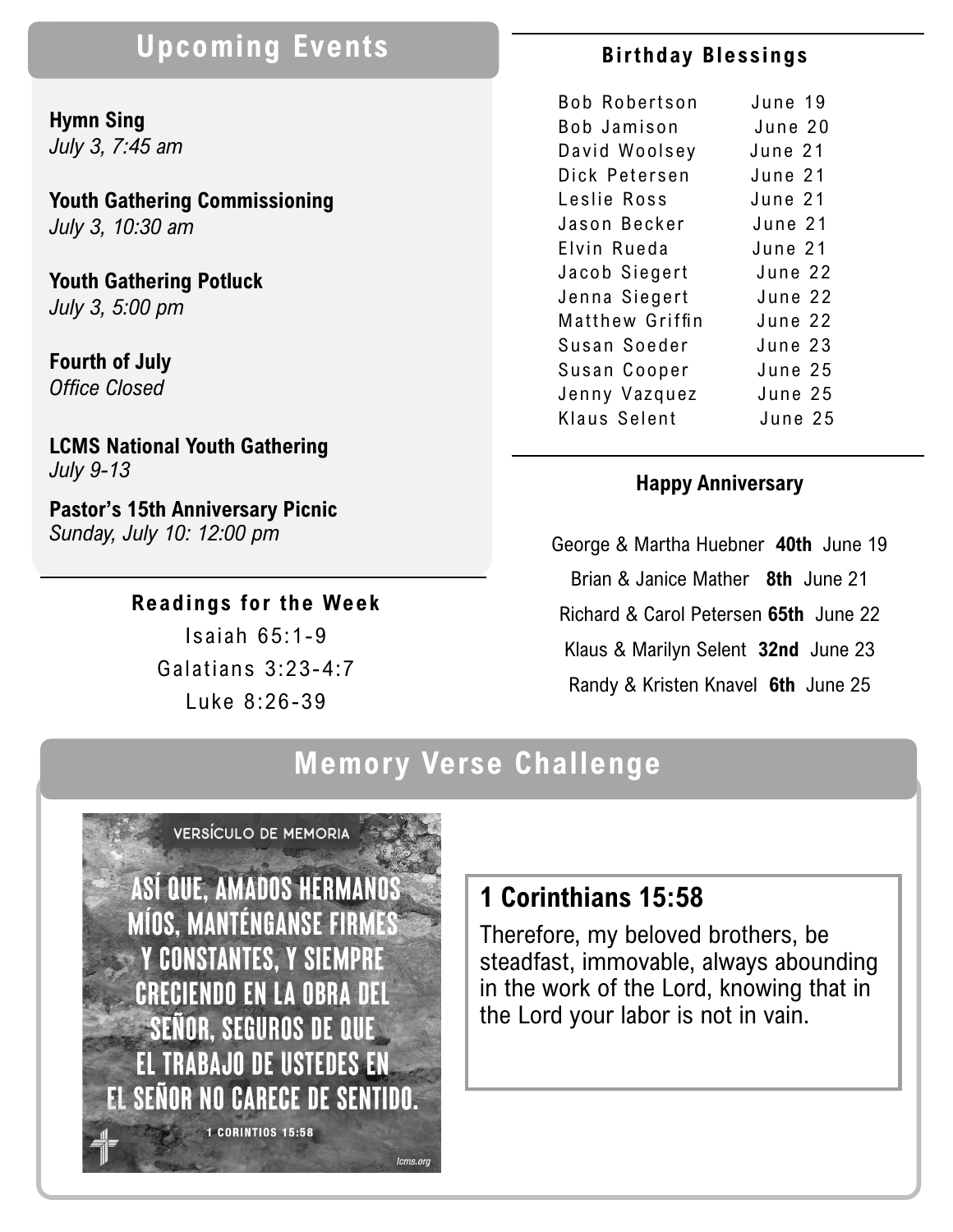## Upcoming Events

**Hymn Sing**
*July 3, 7:45 am*

**Youth Gathering Commissioning**
*July 3, 10:30 am*

**Youth Gathering Potluck**
*July 3, 5:00 pm*

**Fourth of July**
*Office Closed*

**LCMS National Youth Gathering**
*July 9-13*

**Pastor's 15th Anniversary Picnic**
*Sunday, July 10: 12:00 pm*

### Readings for the Week

Isaiah 65:1-9
Galatians 3:23-4:7
Luke 8:26-39

### Birthday Blessings

| | |
|---|---|
| Bob Robertson | June 19 |
| Bob Jamison | June 20 |
| David Woolsey | June 21 |
| Dick Petersen | June 21 |
| Leslie Ross | June 21 |
| Jason Becker | June 21 |
| Elvin Rueda | June 21 |
| Jacob Siegert | June 22 |
| Jenna Siegert | June 22 |
| Matthew Griffin | June 22 |
| Susan Soeder | June 23 |
| Susan Cooper | June 25 |
| Jenny Vazquez | June 25 |
| Klaus Selent | June 25 |

### Happy Anniversary

George & Martha Huebner **40th** June 19

Brian & Janice Mather **8th** June 21

Richard & Carol Petersen **65th** June 22

Klaus & Marilyn Selent **32nd** June 23

Randy & Kristen Knavel **6th** June 25

## Memory Verse Challenge

VERSÍCULO DE MEMORIA

ASÍ QUE, AMADOS HERMANOS MÍOS, MANTÉNGANSE FIRMES Y CONSTANTES, Y SIEMPRE CRECIENDO EN LA OBRA DEL SEÑOR, SEGUROS DE QUE EL TRABAJO DE USTEDES EN EL SEÑOR NO CARECE DE SENTIDO.

1 CORINTIOS 15:58

lcms.org

### 1 Corinthians 15:58

Therefore, my beloved brothers, be steadfast, immovable, always abounding in the work of the Lord, knowing that in the Lord your labor is not in vain.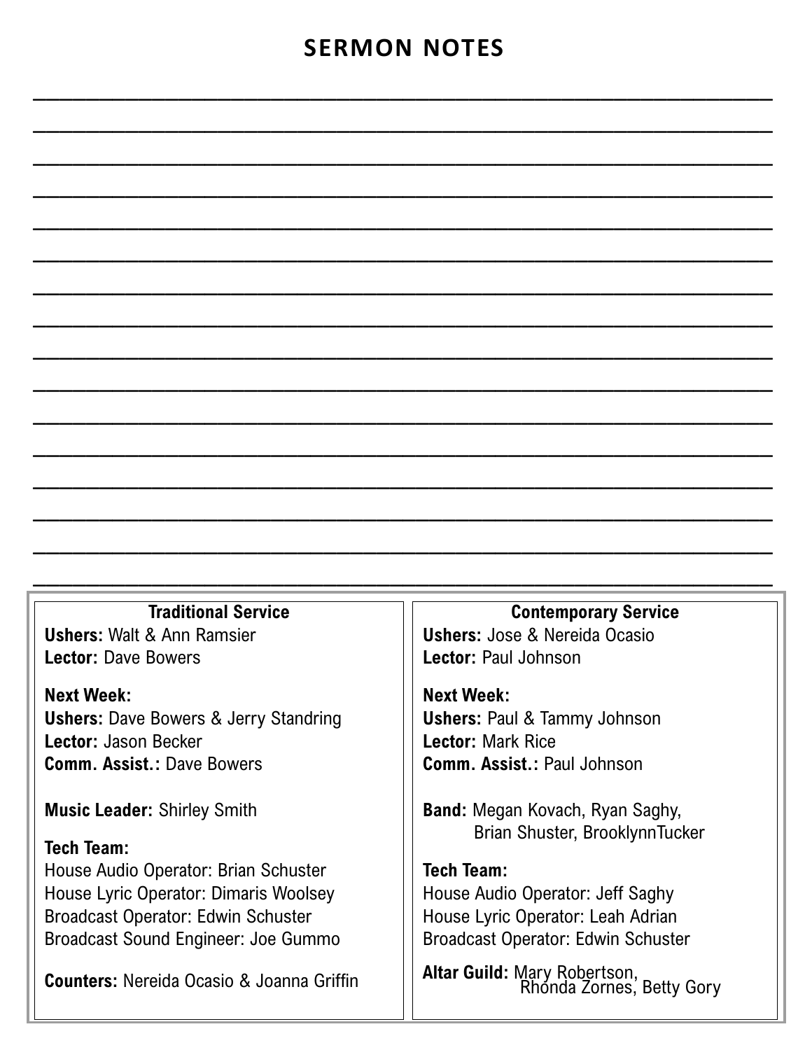# SERMON NOTES

______________________________________________________________________

______________________________________________________________________

______________________________________________________________________

______________________________________________________________________

______________________________________________________________________

______________________________________________________________________

______________________________________________________________________

______________________________________________________________________

______________________________________________________________________

______________________________________________________________________

______________________________________________________________________

______________________________________________________________________

______________________________________________________________________

______________________________________________________________________

______________________________________________________________________

______________________________________________________________________

**Traditional Service**

**Ushers:** Walt & Ann Ramsier
**Lector:** Dave Bowers

**Next Week:**
**Ushers:** Dave Bowers & Jerry Standring
**Lector:** Jason Becker
**Comm. Assist.:** Dave Bowers

**Music Leader:** Shirley Smith

**Tech Team:**
House Audio Operator: Brian Schuster
House Lyric Operator: Dimaris Woolsey
Broadcast Operator: Edwin Schuster
Broadcast Sound Engineer: Joe Gummo

**Counters:** Nereida Ocasio & Joanna Griffin

**Contemporary Service**

**Ushers:** Jose & Nereida Ocasio
**Lector:** Paul Johnson

**Next Week:**
**Ushers:** Paul & Tammy Johnson
**Lector:** Mark Rice
**Comm. Assist.:** Paul Johnson

**Band:** Megan Kovach, Ryan Saghy, Brian Shuster, BrooklynnTucker

**Tech Team:**
House Audio Operator: Jeff Saghy
House Lyric Operator: Leah Adrian
Broadcast Operator: Edwin Schuster

**Altar Guild:** Mary Robertson, Rhonda Zornes, Betty Gory